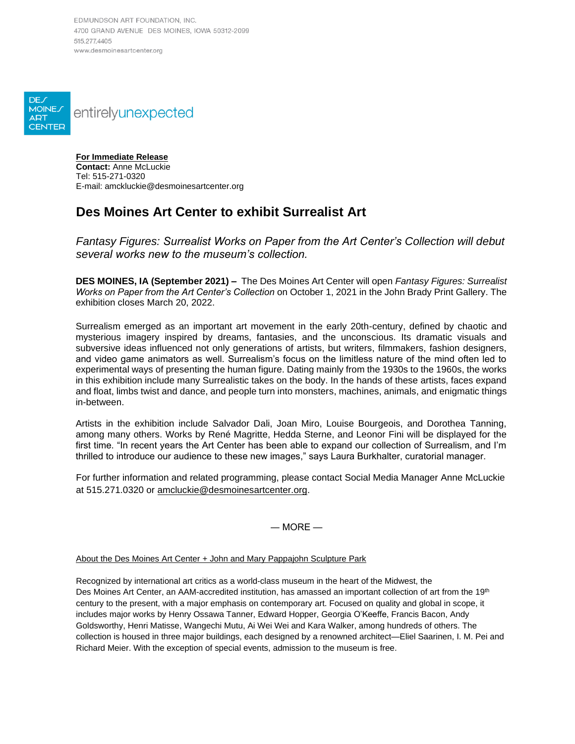EDMUNDSON ART FOUNDATION, INC.
4700 GRAND AVENUE DES MOINES, IOWA 50312-2099
515.277.4405
www.desmoinesartcenter.org

DES MOINES ART CENTER entirelyunexpected

**For Immediate Release**
**Contact:** Anne McLuckie
Tel: 515-271-0320
E-mail: amckluckie@desmoinesartcenter.org

# Des Moines Art Center to exhibit Surrealist Art

*Fantasy Figures: Surrealist Works on Paper from the Art Center's Collection will debut several works new to the museum's collection.*

**DES MOINES, IA (September 2021) –** The Des Moines Art Center will open *Fantasy Figures: Surrealist Works on Paper from the Art Center's Collection* on October 1, 2021 in the John Brady Print Gallery. The exhibition closes March 20, 2022.

Surrealism emerged as an important art movement in the early 20th-century, defined by chaotic and mysterious imagery inspired by dreams, fantasies, and the unconscious. Its dramatic visuals and subversive ideas influenced not only generations of artists, but writers, filmmakers, fashion designers, and video game animators as well. Surrealism's focus on the limitless nature of the mind often led to experimental ways of presenting the human figure. Dating mainly from the 1930s to the 1960s, the works in this exhibition include many Surrealistic takes on the body. In the hands of these artists, faces expand and float, limbs twist and dance, and people turn into monsters, machines, animals, and enigmatic things in-between.

Artists in the exhibition include Salvador Dali, Joan Miro, Louise Bourgeois, and Dorothea Tanning, among many others. Works by René Magritte, Hedda Sterne, and Leonor Fini will be displayed for the first time. "In recent years the Art Center has been able to expand our collection of Surrealism, and I'm thrilled to introduce our audience to these new images," says Laura Burkhalter, curatorial manager.

For further information and related programming, please contact Social Media Manager Anne McLuckie at 515.271.0320 or amcluckie@desmoinesartcenter.org.

— MORE —

About the Des Moines Art Center + John and Mary Pappajohn Sculpture Park

Recognized by international art critics as a world-class museum in the heart of the Midwest, the Des Moines Art Center, an AAM-accredited institution, has amassed an important collection of art from the 19th century to the present, with a major emphasis on contemporary art. Focused on quality and global in scope, it includes major works by Henry Ossawa Tanner, Edward Hopper, Georgia O'Keeffe, Francis Bacon, Andy Goldsworthy, Henri Matisse, Wangechi Mutu, Ai Wei Wei and Kara Walker, among hundreds of others. The collection is housed in three major buildings, each designed by a renowned architect—Eliel Saarinen, I. M. Pei and Richard Meier. With the exception of special events, admission to the museum is free.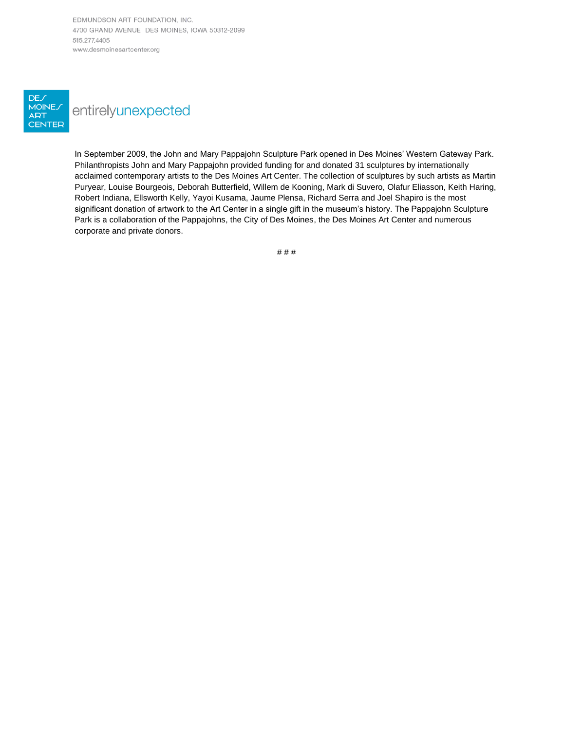EDMUNDSON ART FOUNDATION, INC.
4700 GRAND AVENUE DES MOINES, IOWA 50312-2099
515.277.4405
www.desmoinesartcenter.org

DES MOINES ART CENTER entirelyunexpected

In September 2009, the John and Mary Pappajohn Sculpture Park opened in Des Moines' Western Gateway Park. Philanthropists John and Mary Pappajohn provided funding for and donated 31 sculptures by internationally acclaimed contemporary artists to the Des Moines Art Center. The collection of sculptures by such artists as Martin Puryear, Louise Bourgeois, Deborah Butterfield, Willem de Kooning, Mark di Suvero, Olafur Eliasson, Keith Haring, Robert Indiana, Ellsworth Kelly, Yayoi Kusama, Jaume Plensa, Richard Serra and Joel Shapiro is the most significant donation of artwork to the Art Center in a single gift in the museum's history. The Pappajohn Sculpture Park is a collaboration of the Pappajohns, the City of Des Moines, the Des Moines Art Center and numerous corporate and private donors.

# # #